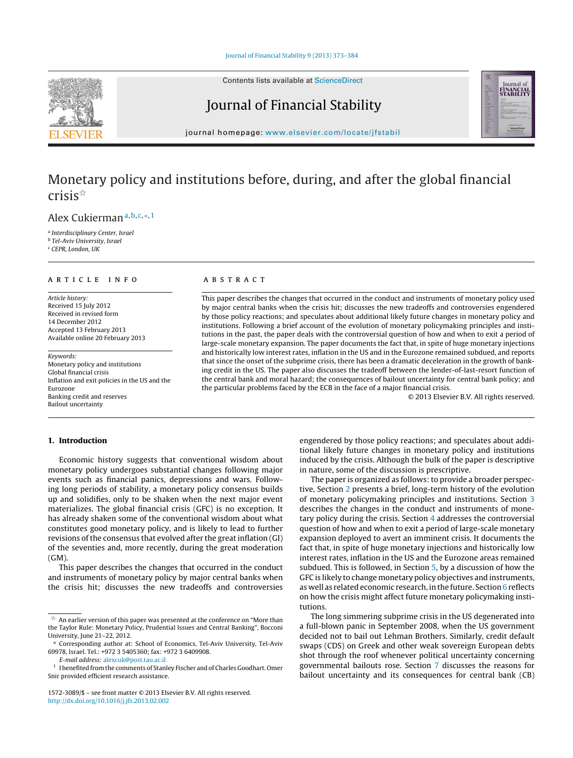# Monetary policy and institutions before, during, and after the global financial crisis[☆]

Alex Cukierman[a,b,c,*,1]

[a] Interdisciplinary Center, Israel
[b] Tel-Aviv University, Israel
[c] CEPR, London, UK

## ARTICLE INFO

*Article history:*
Received 15 July 2012
Received in revised form 14 December 2012
Accepted 13 February 2013
Available online 20 February 2013

*Keywords:*
Monetary policy and institutions
Global financial crisis
Inflation and exit policies in the US and the Eurozone
Banking credit and reserves
Bailout uncertainty

## ABSTRACT

This paper describes the changes that occurred in the conduct and instruments of monetary policy used by major central banks when the crisis hit; discusses the new tradeoffs and controversies engendered by those policy reactions; and speculates about additional likely future changes in monetary policy and institutions. Following a brief account of the evolution of monetary policymaking principles and institutions in the past, the paper deals with the controversial question of how and when to exit a period of large-scale monetary expansion. The paper documents the fact that, in spite of huge monetary injections and historically low interest rates, inflation in the US and in the Eurozone remained subdued, and reports that since the onset of the subprime crisis, there has been a dramatic deceleration in the growth of banking credit in the US. The paper also discusses the tradeoff between the lender-of-last-resort function of the central bank and moral hazard; the consequences of bailout uncertainty for central bank policy; and the particular problems faced by the ECB in the face of a major financial crisis.

© 2013 Elsevier B.V. All rights reserved.

## 1. Introduction

Economic history suggests that conventional wisdom about monetary policy undergoes substantial changes following major events such as financial panics, depressions and wars. Following long periods of stability, a monetary policy consensus builds up and solidifies, only to be shaken when the next major event materializes. The global financial crisis (GFC) is no exception. It has already shaken some of the conventional wisdom about what constitutes good monetary policy, and is likely to lead to further revisions of the consensus that evolved after the great inflation (GI) of the seventies and, more recently, during the great moderation (GM).

This paper describes the changes that occurred in the conduct and instruments of monetary policy by major central banks when the crisis hit; discusses the new tradeoffs and controversies engendered by those policy reactions; and speculates about additional likely future changes in monetary policy and institutions induced by the crisis. Although the bulk of the paper is descriptive in nature, some of the discussion is prescriptive.

The paper is organized as follows: to provide a broader perspective, Section 2 presents a brief, long-term history of the evolution of monetary policymaking principles and institutions. Section 3 describes the changes in the conduct and instruments of monetary policy during the crisis. Section 4 addresses the controversial question of how and when to exit a period of large-scale monetary expansion deployed to avert an imminent crisis. It documents the fact that, in spite of huge monetary injections and historically low interest rates, inflation in the US and the Eurozone areas remained subdued. This is followed, in Section 5, by a discussion of how the GFC is likely to change monetary policy objectives and instruments, as well as related economic research, in the future. Section 6 reflects on how the crisis might affect future monetary policymaking institutions.

The long simmering subprime crisis in the US degenerated into a full-blown panic in September 2008, when the US government decided not to bail out Lehman Brothers. Similarly, credit default swaps (CDS) on Greek and other weak sovereign European debts shot through the roof whenever political uncertainty concerning governmental bailouts rose. Section 7 discusses the reasons for bailout uncertainty and its consequences for central bank (CB)

---

☆ An earlier version of this paper was presented at the conference on "More than the Taylor Rule: Monetary Policy, Prudential Issues and Central Banking", Bocconi University, June 21–22, 2012.

\* Corresponding author at: School of Economics, Tel-Aviv University, Tel-Aviv 69978, Israel. Tel.: +972 3 5405360; fax: +972 3 6409908.

*E-mail address:* alexcuk@post.tau.ac.il

1 I benefited from the comments of Stanley Fischer and of Charles Goodhart. Omer Snir provided efficient research assistance.

1572-3089/$ – see front matter © 2013 Elsevier B.V. All rights reserved.
http://dx.doi.org/10.1016/j.jfs.2013.02.002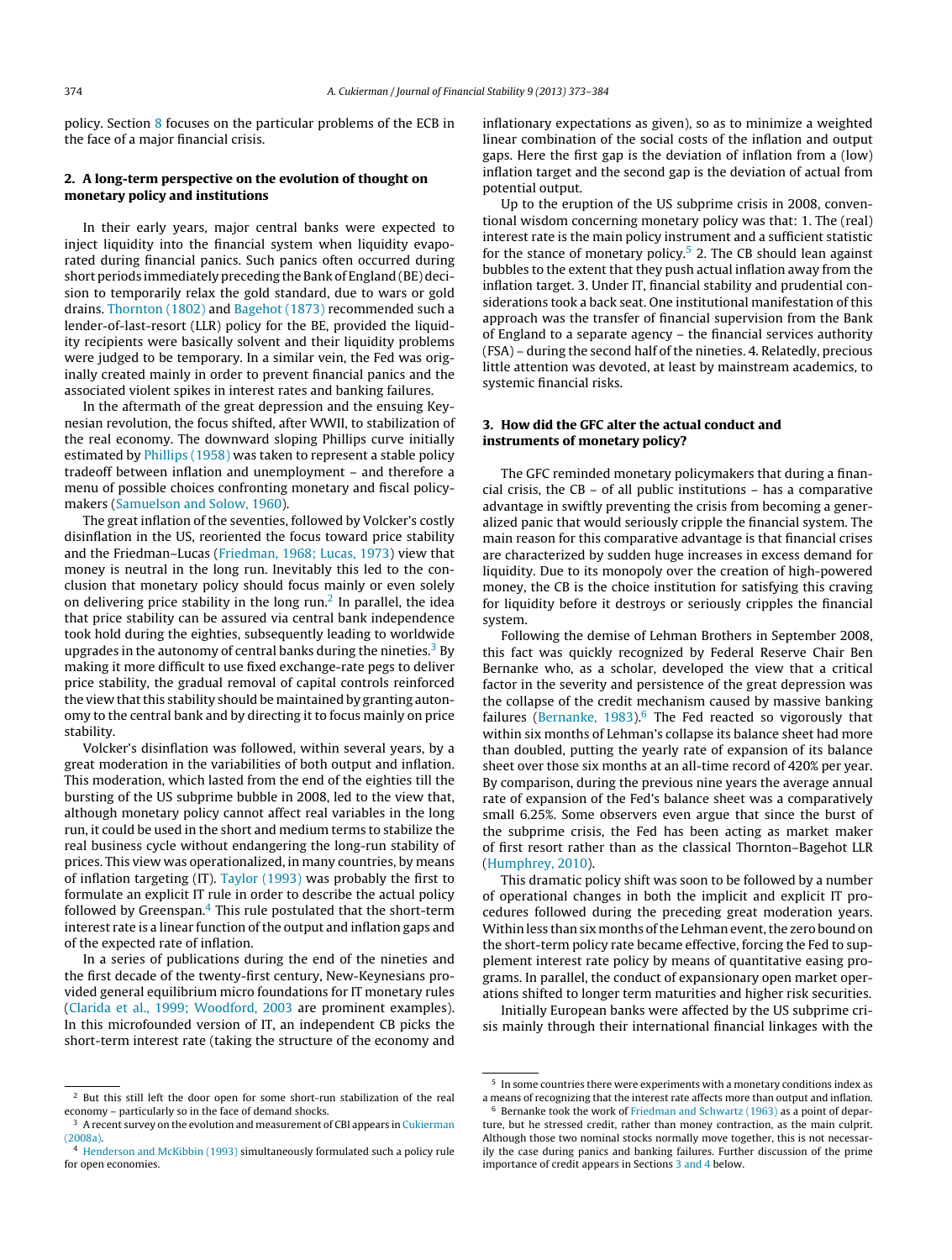policy. Section 8 focuses on the particular problems of the ECB in the face of a major financial crisis.

## 2. A long-term perspective on the evolution of thought on monetary policy and institutions

In their early years, major central banks were expected to inject liquidity into the financial system when liquidity evaporated during financial panics. Such panics often occurred during short periods immediately preceding the Bank of England (BE) decision to temporarily relax the gold standard, due to wars or gold drains. Thornton (1802) and Bagehot (1873) recommended such a lender-of-last-resort (LLR) policy for the BE, provided the liquidity recipients were basically solvent and their liquidity problems were judged to be temporary. In a similar vein, the Fed was originally created mainly in order to prevent financial panics and the associated violent spikes in interest rates and banking failures.

In the aftermath of the great depression and the ensuing Keynesian revolution, the focus shifted, after WWII, to stabilization of the real economy. The downward sloping Phillips curve initially estimated by Phillips (1958) was taken to represent a stable policy tradeoff between inflation and unemployment – and therefore a menu of possible choices confronting monetary and fiscal policymakers (Samuelson and Solow, 1960).

The great inflation of the seventies, followed by Volcker's costly disinflation in the US, reoriented the focus toward price stability and the Friedman–Lucas (Friedman, 1968; Lucas, 1973) view that money is neutral in the long run. Inevitably this led to the conclusion that monetary policy should focus mainly or even solely on delivering price stability in the long run.[2] In parallel, the idea that price stability can be assured via central bank independence took hold during the eighties, subsequently leading to worldwide upgrades in the autonomy of central banks during the nineties.[3] By making it more difficult to use fixed exchange-rate pegs to deliver price stability, the gradual removal of capital controls reinforced the view that this stability should be maintained by granting autonomy to the central bank and by directing it to focus mainly on price stability.

Volcker's disinflation was followed, within several years, by a great moderation in the variabilities of both output and inflation. This moderation, which lasted from the end of the eighties till the bursting of the US subprime bubble in 2008, led to the view that, although monetary policy cannot affect real variables in the long run, it could be used in the short and medium terms to stabilize the real business cycle without endangering the long-run stability of prices. This view was operationalized, in many countries, by means of inflation targeting (IT). Taylor (1993) was probably the first to formulate an explicit IT rule in order to describe the actual policy followed by Greenspan.[4] This rule postulated that the short-term interest rate is a linear function of the output and inflation gaps and of the expected rate of inflation.

In a series of publications during the end of the nineties and the first decade of the twenty-first century, New-Keynesians provided general equilibrium micro foundations for IT monetary rules (Clarida et al., 1999; Woodford, 2003 are prominent examples). In this microfounded version of IT, an independent CB picks the short-term interest rate (taking the structure of the economy and inflationary expectations as given), so as to minimize a weighted linear combination of the social costs of the inflation and output gaps. Here the first gap is the deviation of inflation from a (low) inflation target and the second gap is the deviation of actual from potential output.

Up to the eruption of the US subprime crisis in 2008, conventional wisdom concerning monetary policy was that: 1. The (real) interest rate is the main policy instrument and a sufficient statistic for the stance of monetary policy.[5] 2. The CB should lean against bubbles to the extent that they push actual inflation away from the inflation target. 3. Under IT, financial stability and prudential considerations took a back seat. One institutional manifestation of this approach was the transfer of financial supervision from the Bank of England to a separate agency – the financial services authority (FSA) – during the second half of the nineties. 4. Relatedly, precious little attention was devoted, at least by mainstream academics, to systemic financial risks.

## 3. How did the GFC alter the actual conduct and instruments of monetary policy?

The GFC reminded monetary policymakers that during a financial crisis, the CB – of all public institutions – has a comparative advantage in swiftly preventing the crisis from becoming a generalized panic that would seriously cripple the financial system. The main reason for this comparative advantage is that financial crises are characterized by sudden huge increases in excess demand for liquidity. Due to its monopoly over the creation of high-powered money, the CB is the choice institution for satisfying this craving for liquidity before it destroys or seriously cripples the financial system.

Following the demise of Lehman Brothers in September 2008, this fact was quickly recognized by Federal Reserve Chair Ben Bernanke who, as a scholar, developed the view that a critical factor in the severity and persistence of the great depression was the collapse of the credit mechanism caused by massive banking failures (Bernanke, 1983).[6] The Fed reacted so vigorously that within six months of Lehman's collapse its balance sheet had more than doubled, putting the yearly rate of expansion of its balance sheet over those six months at an all-time record of 420% per year. By comparison, during the previous nine years the average annual rate of expansion of the Fed's balance sheet was a comparatively small 6.25%. Some observers even argue that since the burst of the subprime crisis, the Fed has been acting as market maker of first resort rather than as the classical Thornton–Bagehot LLR (Humphrey, 2010).

This dramatic policy shift was soon to be followed by a number of operational changes in both the implicit and explicit IT procedures followed during the preceding great moderation years. Within less than six months of the Lehman event, the zero bound on the short-term policy rate became effective, forcing the Fed to supplement interest rate policy by means of quantitative easing programs. In parallel, the conduct of expansionary open market operations shifted to longer term maturities and higher risk securities.

Initially European banks were affected by the US subprime crisis mainly through their international financial linkages with the

---

[2] But this still left the door open for some short-run stabilization of the real economy – particularly so in the face of demand shocks.

[3] A recent survey on the evolution and measurement of CBI appears in Cukierman (2008a).

[4] Henderson and McKibbin (1993) simultaneously formulated such a policy rule for open economies.

[5] In some countries there were experiments with a monetary conditions index as a means of recognizing that the interest rate affects more than output and inflation.

[6] Bernanke took the work of Friedman and Schwartz (1963) as a point of departure, but he stressed credit, rather than money contraction, as the main culprit. Although those two nominal stocks normally move together, this is not necessarily the case during panics and banking failures. Further discussion of the prime importance of credit appears in Sections 3 and 4 below.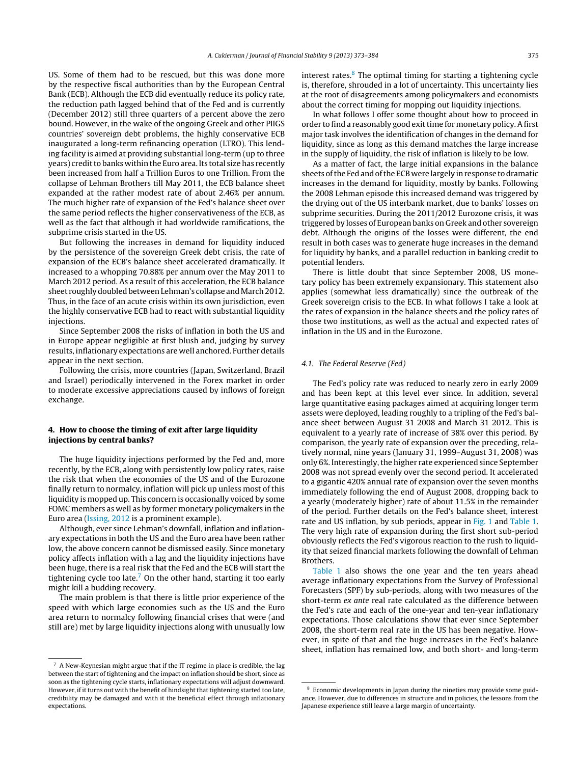US. Some of them had to be rescued, but this was done more by the respective fiscal authorities than by the European Central Bank (ECB). Although the ECB did eventually reduce its policy rate, the reduction path lagged behind that of the Fed and is currently (December 2012) still three quarters of a percent above the zero bound. However, in the wake of the ongoing Greek and other PIIGS countries' sovereign debt problems, the highly conservative ECB inaugurated a long-term refinancing operation (LTRO). This lending facility is aimed at providing substantial long-term (up to three years) credit to banks within the Euro area. Its total size has recently been increased from half a Trillion Euros to one Trillion. From the collapse of Lehman Brothers till May 2011, the ECB balance sheet expanded at the rather modest rate of about 2.46% per annum. The much higher rate of expansion of the Fed's balance sheet over the same period reflects the higher conservativeness of the ECB, as well as the fact that although it had worldwide ramifications, the subprime crisis started in the US.

But following the increases in demand for liquidity induced by the persistence of the sovereign Greek debt crisis, the rate of expansion of the ECB's balance sheet accelerated dramatically. It increased to a whopping 70.88% per annum over the May 2011 to March 2012 period. As a result of this acceleration, the ECB balance sheet roughly doubled between Lehman's collapse and March 2012. Thus, in the face of an acute crisis within its own jurisdiction, even the highly conservative ECB had to react with substantial liquidity injections.

Since September 2008 the risks of inflation in both the US and in Europe appear negligible at first blush and, judging by survey results, inflationary expectations are well anchored. Further details appear in the next section.

Following the crisis, more countries (Japan, Switzerland, Brazil and Israel) periodically intervened in the Forex market in order to moderate excessive appreciations caused by inflows of foreign exchange.

## 4. How to choose the timing of exit after large liquidity injections by central banks?

The huge liquidity injections performed by the Fed and, more recently, by the ECB, along with persistently low policy rates, raise the risk that when the economies of the US and of the Eurozone finally return to normalcy, inflation will pick up unless most of this liquidity is mopped up. This concern is occasionally voiced by some FOMC members as well as by former monetary policymakers in the Euro area (Issing, 2012 is a prominent example).

Although, ever since Lehman's downfall, inflation and inflationary expectations in both the US and the Euro area have been rather low, the above concern cannot be dismissed easily. Since monetary policy affects inflation with a lag and the liquidity injections have been huge, there is a real risk that the Fed and the ECB will start the tightening cycle too late.[7] On the other hand, starting it too early might kill a budding recovery.

The main problem is that there is little prior experience of the speed with which large economies such as the US and the Euro area return to normalcy following financial crises that were (and still are) met by large liquidity injections along with unusually low interest rates.[8] The optimal timing for starting a tightening cycle is, therefore, shrouded in a lot of uncertainty. This uncertainty lies at the root of disagreements among policymakers and economists about the correct timing for mopping out liquidity injections.

In what follows I offer some thought about how to proceed in order to find a reasonably good exit time for monetary policy. A first major task involves the identification of changes in the demand for liquidity, since as long as this demand matches the large increase in the supply of liquidity, the risk of inflation is likely to be low.

As a matter of fact, the large initial expansions in the balance sheets of the Fed and of the ECB were largely in response to dramatic increases in the demand for liquidity, mostly by banks. Following the 2008 Lehman episode this increased demand was triggered by the drying out of the US interbank market, due to banks' losses on subprime securities. During the 2011/2012 Eurozone crisis, it was triggered by losses of European banks on Greek and other sovereign debt. Although the origins of the losses were different, the end result in both cases was to generate huge increases in the demand for liquidity by banks, and a parallel reduction in banking credit to potential lenders.

There is little doubt that since September 2008, US monetary policy has been extremely expansionary. This statement also applies (somewhat less dramatically) since the outbreak of the Greek sovereign crisis to the ECB. In what follows I take a look at the rates of expansion in the balance sheets and the policy rates of those two institutions, as well as the actual and expected rates of inflation in the US and in the Eurozone.

### 4.1. The Federal Reserve (Fed)

The Fed's policy rate was reduced to nearly zero in early 2009 and has been kept at this level ever since. In addition, several large quantitative easing packages aimed at acquiring longer term assets were deployed, leading roughly to a tripling of the Fed's balance sheet between August 31 2008 and March 31 2012. This is equivalent to a yearly rate of increase of 38% over this period. By comparison, the yearly rate of expansion over the preceding, relatively normal, nine years (January 31, 1999–August 31, 2008) was only 6%. Interestingly, the higher rate experienced since September 2008 was not spread evenly over the second period. It accelerated to a gigantic 420% annual rate of expansion over the seven months immediately following the end of August 2008, dropping back to a yearly (moderately higher) rate of about 11.5% in the remainder of the period. Further details on the Fed's balance sheet, interest rate and US inflation, by sub periods, appear in Fig. 1 and Table 1. The very high rate of expansion during the first short sub-period obviously reflects the Fed's vigorous reaction to the rush to liquidity that seized financial markets following the downfall of Lehman Brothers.

Table 1 also shows the one year and the ten years ahead average inflationary expectations from the Survey of Professional Forecasters (SPF) by sub-periods, along with two measures of the short-term *ex ante* real rate calculated as the difference between the Fed's rate and each of the one-year and ten-year inflationary expectations. Those calculations show that ever since September 2008, the short-term real rate in the US has been negative. However, in spite of that and the huge increases in the Fed's balance sheet, inflation has remained low, and both short- and long-term

[7] A New-Keynesian might argue that if the IT regime in place is credible, the lag between the start of tightening and the impact on inflation should be short, since as soon as the tightening cycle starts, inflationary expectations will adjust downward. However, if it turns out with the benefit of hindsight that tightening started too late, credibility may be damaged and with it the beneficial effect through inflationary expectations.

[8] Economic developments in Japan during the nineties may provide some guidance. However, due to differences in structure and in policies, the lessons from the Japanese experience still leave a large margin of uncertainty.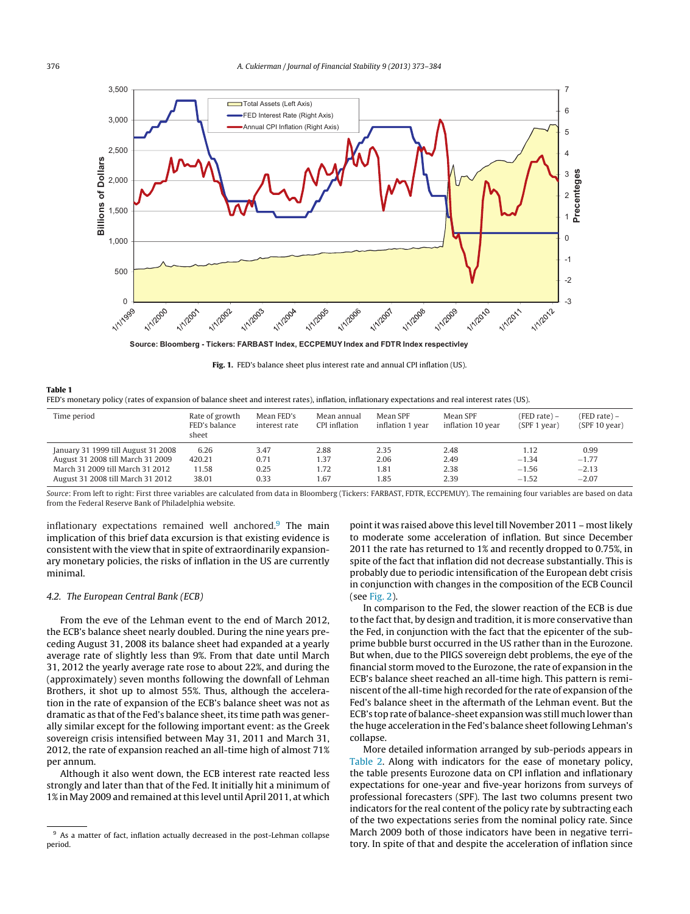Fig. 1. FED's balance sheet plus interest rate and annual CPI inflation (US).

**Table 1**
FED's monetary policy (rates of expansion of balance sheet and interest rates), inflation, inflationary expectations and real interest rates (US).

| Time period | Rate of growth FED's balance sheet | Mean FED's interest rate | Mean annual CPI inflation | Mean SPF inflation 1 year | Mean SPF inflation 10 year | (FED rate) – (SPF 1 year) | (FED rate) – (SPF 10 year) |
|---|---|---|---|---|---|---|---|
| January 31 1999 till August 31 2008 | 6.26 | 3.47 | 2.88 | 2.35 | 2.48 | 1.12 | 0.99 |
| August 31 2008 till March 31 2009 | 420.21 | 0.71 | 1.37 | 2.06 | 2.49 | −1.34 | −1.77 |
| March 31 2009 till March 31 2012 | 11.58 | 0.25 | 1.72 | 1.81 | 2.38 | −1.56 | −2.13 |
| August 31 2008 till March 31 2012 | 38.01 | 0.33 | 1.67 | 1.85 | 2.39 | −1.52 | −2.07 |

*Source*: From left to right: First three variables are calculated from data in Bloomberg (Tickers: FARBAST, FDTR, ECCPEMUY). The remaining four variables are based on data from the Federal Reserve Bank of Philadelphia website.

inflationary expectations remained well anchored.[9] The main implication of this brief data excursion is that existing evidence is consistent with the view that in spite of extraordinarily expansionary monetary policies, the risks of inflation in the US are currently minimal.

### 4.2. The European Central Bank (ECB)

From the eve of the Lehman event to the end of March 2012, the ECB's balance sheet nearly doubled. During the nine years preceding August 31, 2008 its balance sheet had expanded at a yearly average rate of slightly less than 9%. From that date until March 31, 2012 the yearly average rate rose to about 22%, and during the (approximately) seven months following the downfall of Lehman Brothers, it shot up to almost 55%. Thus, although the acceleration in the rate of expansion of the ECB's balance sheet was not as dramatic as that of the Fed's balance sheet, its time path was generally similar except for the following important event: as the Greek sovereign crisis intensified between May 31, 2011 and March 31, 2012, the rate of expansion reached an all-time high of almost 71% per annum.

Although it also went down, the ECB interest rate reacted less strongly and later than that of the Fed. It initially hit a minimum of 1% in May 2009 and remained at this level until April 2011, at which point it was raised above this level till November 2011 – most likely to moderate some acceleration of inflation. But since December 2011 the rate has returned to 1% and recently dropped to 0.75%, in spite of the fact that inflation did not decrease substantially. This is probably due to periodic intensification of the European debt crisis in conjunction with changes in the composition of the ECB Council (see Fig. 2).

In comparison to the Fed, the slower reaction of the ECB is due to the fact that, by design and tradition, it is more conservative than the Fed, in conjunction with the fact that the epicenter of the subprime bubble burst occurred in the US rather than in the Eurozone. But when, due to the PIIGS sovereign debt problems, the eye of the financial storm moved to the Eurozone, the rate of expansion in the ECB's balance sheet reached an all-time high. This pattern is reminiscent of the all-time high recorded for the rate of expansion of the Fed's balance sheet in the aftermath of the Lehman event. But the ECB's top rate of balance-sheet expansion was still much lower than the huge acceleration in the Fed's balance sheet following Lehman's collapse.

More detailed information arranged by sub-periods appears in Table 2. Along with indicators for the ease of monetary policy, the table presents Eurozone data on CPI inflation and inflationary expectations for one-year and five-year horizons from surveys of professional forecasters (SPF). The last two columns present two indicators for the real content of the policy rate by subtracting each of the two expectations series from the nominal policy rate. Since March 2009 both of those indicators have been in negative territory. In spite of that and despite the acceleration of inflation since

[9] As a matter of fact, inflation actually decreased in the post-Lehman collapse period.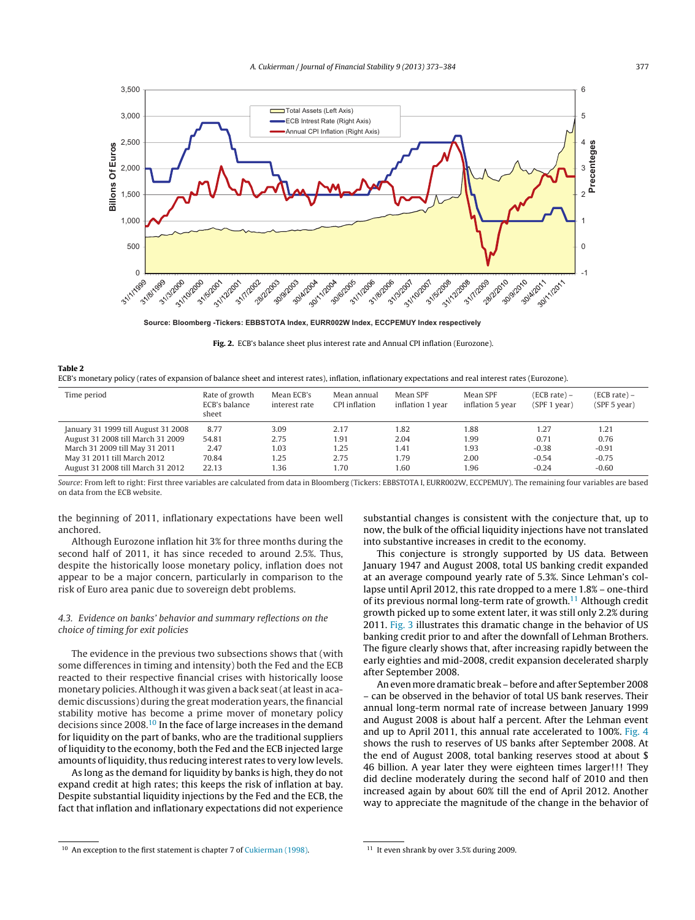Source: Bloomberg -Tickers: EBBSTOTA Index, EURR002W Index, ECCPEMUY Index respectively

**Fig. 2.** ECB's balance sheet plus interest rate and Annual CPI inflation (Eurozone).

**Table 2**
ECB's monetary policy (rates of expansion of balance sheet and interest rates), inflation, inflationary expectations and real interest rates (Eurozone).

| Time period | Rate of growth ECB's balance sheet | Mean ECB's interest rate | Mean annual CPI inflation | Mean SPF inflation 1 year | Mean SPF inflation 5 year | (ECB rate) – (SPF 1 year) | (ECB rate) – (SPF 5 year) |
|---|---|---|---|---|---|---|---|
| January 31 1999 till August 31 2008 | 8.77 | 3.09 | 2.17 | 1.82 | 1.88 | 1.27 | 1.21 |
| August 31 2008 till March 31 2009 | 54.81 | 2.75 | 1.91 | 2.04 | 1.99 | 0.71 | 0.76 |
| March 31 2009 till May 31 2011 | 2.47 | 1.03 | 1.25 | 1.41 | 1.93 | -0.38 | -0.91 |
| May 31 2011 till March 2012 | 70.84 | 1.25 | 2.75 | 1.79 | 2.00 | -0.54 | -0.75 |
| August 31 2008 till March 31 2012 | 22.13 | 1.36 | 1.70 | 1.60 | 1.96 | -0.24 | -0.60 |

*Source*: From left to right: First three variables are calculated from data in Bloomberg (Tickers: EBBSTOTA I, EURR002W, ECCPEMUY). The remaining four variables are based on data from the ECB website.

the beginning of 2011, inflationary expectations have been well anchored.

Although Eurozone inflation hit 3% for three months during the second half of 2011, it has since receded to around 2.5%. Thus, despite the historically loose monetary policy, inflation does not appear to be a major concern, particularly in comparison to the risk of Euro area panic due to sovereign debt problems.

### 4.3. Evidence on banks' behavior and summary reflections on the choice of timing for exit policies

The evidence in the previous two subsections shows that (with some differences in timing and intensity) both the Fed and the ECB reacted to their respective financial crises with historically loose monetary policies. Although it was given a back seat (at least in academic discussions) during the great moderation years, the financial stability motive has become a prime mover of monetary policy decisions since 2008.[10] In the face of large increases in the demand for liquidity on the part of banks, who are the traditional suppliers of liquidity to the economy, both the Fed and the ECB injected large amounts of liquidity, thus reducing interest rates to very low levels.

As long as the demand for liquidity by banks is high, they do not expand credit at high rates; this keeps the risk of inflation at bay. Despite substantial liquidity injections by the Fed and the ECB, the fact that inflation and inflationary expectations did not experience substantial changes is consistent with the conjecture that, up to now, the bulk of the official liquidity injections have not translated into substantive increases in credit to the economy.

This conjecture is strongly supported by US data. Between January 1947 and August 2008, total US banking credit expanded at an average compound yearly rate of 5.3%. Since Lehman's collapse until April 2012, this rate dropped to a mere 1.8% – one-third of its previous normal long-term rate of growth.[11] Although credit growth picked up to some extent later, it was still only 2.2% during 2011. Fig. 3 illustrates this dramatic change in the behavior of US banking credit prior to and after the downfall of Lehman Brothers. The figure clearly shows that, after increasing rapidly between the early eighties and mid-2008, credit expansion decelerated sharply after September 2008.

An even more dramatic break – before and after September 2008 – can be observed in the behavior of total US bank reserves. Their annual long-term normal rate of increase between January 1999 and August 2008 is about half a percent. After the Lehman event and up to April 2011, this annual rate accelerated to 100%. Fig. 4 shows the rush to reserves of US banks after September 2008. At the end of August 2008, total banking reserves stood at about $ 46 billion. A year later they were eighteen times larger!!! They did decline moderately during the second half of 2010 and then increased again by about 60% till the end of April 2012. Another way to appreciate the magnitude of the change in the behavior of

[10] An exception to the first statement is chapter 7 of Cukierman (1998).

[11] It even shrank by over 3.5% during 2009.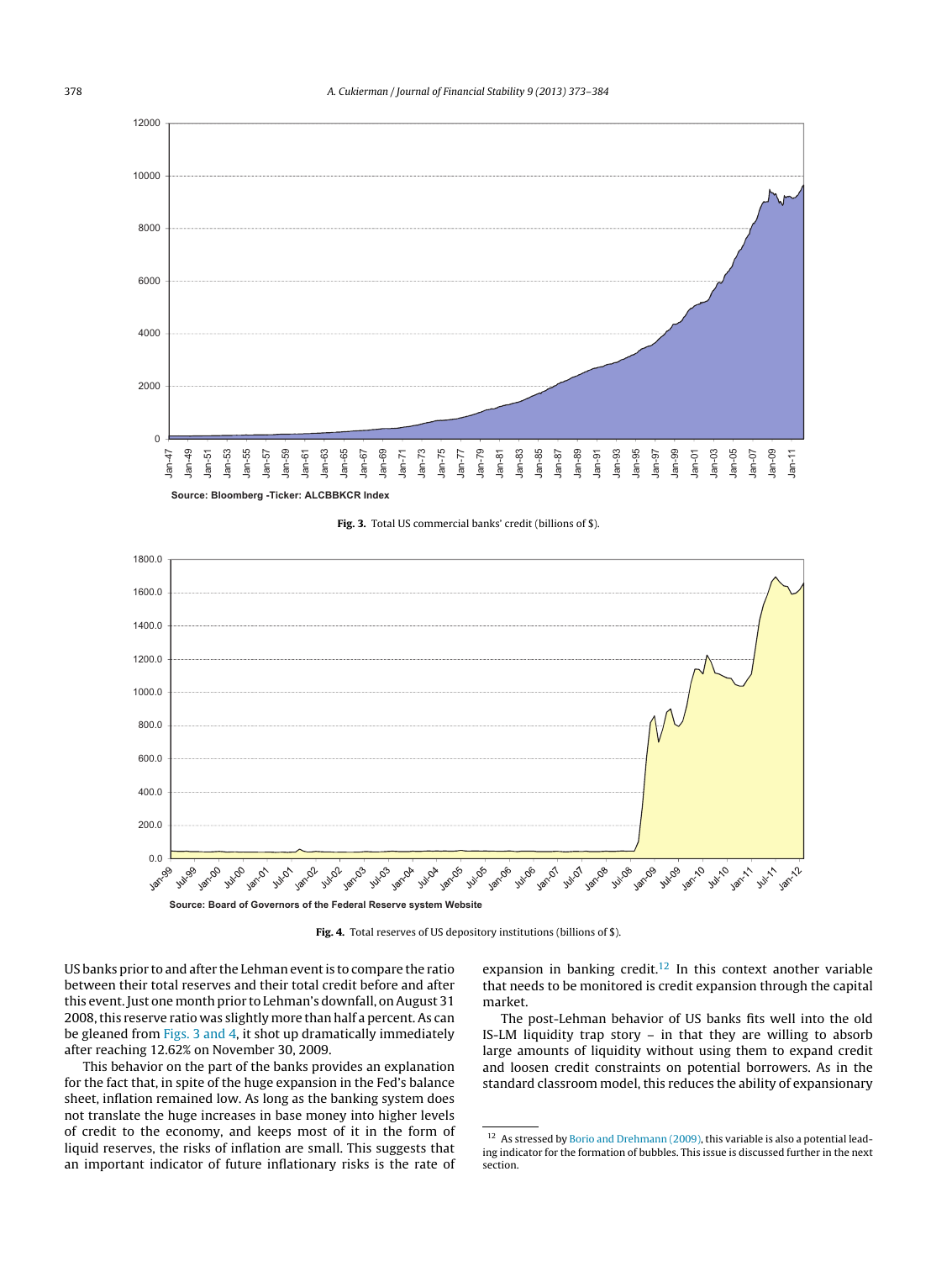Source: Bloomberg -Ticker: ALCBBKCR Index

**Fig. 3.** Total US commercial banks' credit (billions of $).

Source: Board of Governors of the Federal Reserve system Website

**Fig. 4.** Total reserves of US depository institutions (billions of $).

US banks prior to and after the Lehman event is to compare the ratio between their total reserves and their total credit before and after this event. Just one month prior to Lehman's downfall, on August 31 2008, this reserve ratio was slightly more than half a percent. As can be gleaned from Figs. 3 and 4, it shot up dramatically immediately after reaching 12.62% on November 30, 2009.

This behavior on the part of the banks provides an explanation for the fact that, in spite of the huge expansion in the Fed's balance sheet, inflation remained low. As long as the banking system does not translate the huge increases in base money into higher levels of credit to the economy, and keeps most of it in the form of liquid reserves, the risks of inflation are small. This suggests that an important indicator of future inflationary risks is the rate of expansion in banking credit.[12] In this context another variable that needs to be monitored is credit expansion through the capital market.

The post-Lehman behavior of US banks fits well into the old IS-LM liquidity trap story – in that they are willing to absorb large amounts of liquidity without using them to expand credit and loosen credit constraints on potential borrowers. As in the standard classroom model, this reduces the ability of expansionary

[12] As stressed by Borio and Drehmann (2009), this variable is also a potential leading indicator for the formation of bubbles. This issue is discussed further in the next section.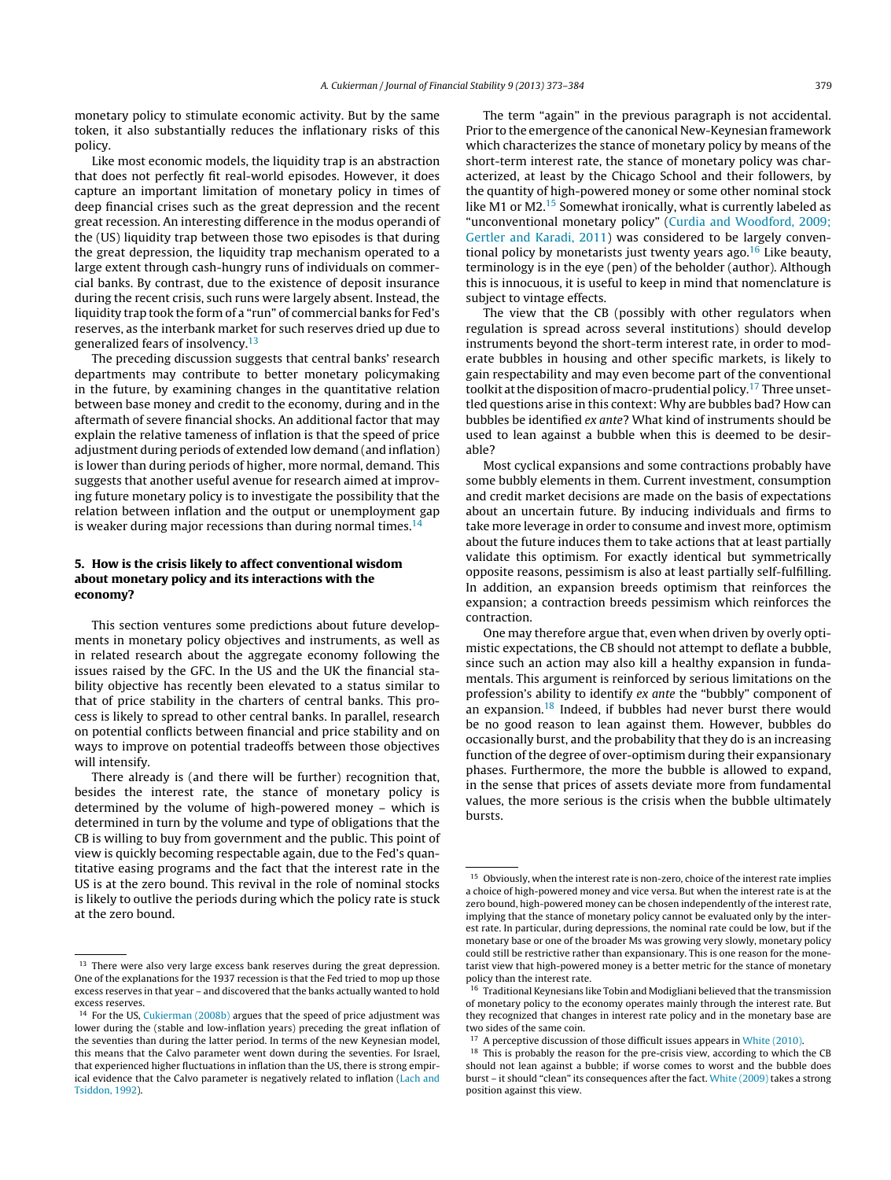monetary policy to stimulate economic activity. But by the same token, it also substantially reduces the inflationary risks of this policy.

Like most economic models, the liquidity trap is an abstraction that does not perfectly fit real-world episodes. However, it does capture an important limitation of monetary policy in times of deep financial crises such as the great depression and the recent great recession. An interesting difference in the modus operandi of the (US) liquidity trap between those two episodes is that during the great depression, the liquidity trap mechanism operated to a large extent through cash-hungry runs of individuals on commercial banks. By contrast, due to the existence of deposit insurance during the recent crisis, such runs were largely absent. Instead, the liquidity trap took the form of a "run" of commercial banks for Fed's reserves, as the interbank market for such reserves dried up due to generalized fears of insolvency.[13]

The preceding discussion suggests that central banks' research departments may contribute to better monetary policymaking in the future, by examining changes in the quantitative relation between base money and credit to the economy, during and in the aftermath of severe financial shocks. An additional factor that may explain the relative tameness of inflation is that the speed of price adjustment during periods of extended low demand (and inflation) is lower than during periods of higher, more normal, demand. This suggests that another useful avenue for research aimed at improving future monetary policy is to investigate the possibility that the relation between inflation and the output or unemployment gap is weaker during major recessions than during normal times.[14]

## 5. How is the crisis likely to affect conventional wisdom about monetary policy and its interactions with the economy?

This section ventures some predictions about future developments in monetary policy objectives and instruments, as well as in related research about the aggregate economy following the issues raised by the GFC. In the US and the UK the financial stability objective has recently been elevated to a status similar to that of price stability in the charters of central banks. This process is likely to spread to other central banks. In parallel, research on potential conflicts between financial and price stability and on ways to improve on potential tradeoffs between those objectives will intensify.

There already is (and there will be further) recognition that, besides the interest rate, the stance of monetary policy is determined by the volume of high-powered money – which is determined in turn by the volume and type of obligations that the CB is willing to buy from government and the public. This point of view is quickly becoming respectable again, due to the Fed's quantitative easing programs and the fact that the interest rate in the US is at the zero bound. This revival in the role of nominal stocks is likely to outlive the periods during which the policy rate is stuck at the zero bound.

The term "again" in the previous paragraph is not accidental. Prior to the emergence of the canonical New-Keynesian framework which characterizes the stance of monetary policy by means of the short-term interest rate, the stance of monetary policy was characterized, at least by the Chicago School and their followers, by the quantity of high-powered money or some other nominal stock like M1 or M2.[15] Somewhat ironically, what is currently labeled as "unconventional monetary policy" (Curdia and Woodford, 2009; Gertler and Karadi, 2011) was considered to be largely conventional policy by monetarists just twenty years ago.[16] Like beauty, terminology is in the eye (pen) of the beholder (author). Although this is innocuous, it is useful to keep in mind that nomenclature is subject to vintage effects.

The view that the CB (possibly with other regulators when regulation is spread across several institutions) should develop instruments beyond the short-term interest rate, in order to moderate bubbles in housing and other specific markets, is likely to gain respectability and may even become part of the conventional toolkit at the disposition of macro-prudential policy.[17] Three unsettled questions arise in this context: Why are bubbles bad? How can bubbles be identified *ex ante*? What kind of instruments should be used to lean against a bubble when this is deemed to be desirable?

Most cyclical expansions and some contractions probably have some bubbly elements in them. Current investment, consumption and credit market decisions are made on the basis of expectations about an uncertain future. By inducing individuals and firms to take more leverage in order to consume and invest more, optimism about the future induces them to take actions that at least partially validate this optimism. For exactly identical but symmetrically opposite reasons, pessimism is also at least partially self-fulfilling. In addition, an expansion breeds optimism that reinforces the expansion; a contraction breeds pessimism which reinforces the contraction.

One may therefore argue that, even when driven by overly optimistic expectations, the CB should not attempt to deflate a bubble, since such an action may also kill a healthy expansion in fundamentals. This argument is reinforced by serious limitations on the profession's ability to identify *ex ante* the "bubbly" component of an expansion.[18] Indeed, if bubbles had never burst there would be no good reason to lean against them. However, bubbles do occasionally burst, and the probability that they do is an increasing function of the degree of over-optimism during their expansionary phases. Furthermore, the more the bubble is allowed to expand, in the sense that prices of assets deviate more from fundamental values, the more serious is the crisis when the bubble ultimately bursts.

---

[13] There were also very large excess bank reserves during the great depression. One of the explanations for the 1937 recession is that the Fed tried to mop up those excess reserves in that year – and discovered that the banks actually wanted to hold excess reserves.

[14] For the US, Cukierman (2008b) argues that the speed of price adjustment was lower during the (stable and low-inflation years) preceding the great inflation of the seventies than during the latter period. In terms of the new Keynesian model, this means that the Calvo parameter went down during the seventies. For Israel, that experienced higher fluctuations in inflation than the US, there is strong empirical evidence that the Calvo parameter is negatively related to inflation (Lach and Tsiddon, 1992).

[15] Obviously, when the interest rate is non-zero, choice of the interest rate implies a choice of high-powered money and vice versa. But when the interest rate is at the zero bound, high-powered money can be chosen independently of the interest rate, implying that the stance of monetary policy cannot be evaluated only by the interest rate. In particular, during depressions, the nominal rate could be low, but if the monetary base or one of the broader Ms was growing very slowly, monetary policy could still be restrictive rather than expansionary. This is one reason for the monetarist view that high-powered money is a better metric for the stance of monetary policy than the interest rate.

[16] Traditional Keynesians like Tobin and Modigliani believed that the transmission of monetary policy to the economy operates mainly through the interest rate. But they recognized that changes in interest rate policy and in the monetary base are two sides of the same coin.

[17] A perceptive discussion of those difficult issues appears in White (2010).

[18] This is probably the reason for the pre-crisis view, according to which the CB should not lean against a bubble; if worse comes to worst and the bubble does burst – it should "clean" its consequences after the fact. White (2009) takes a strong position against this view.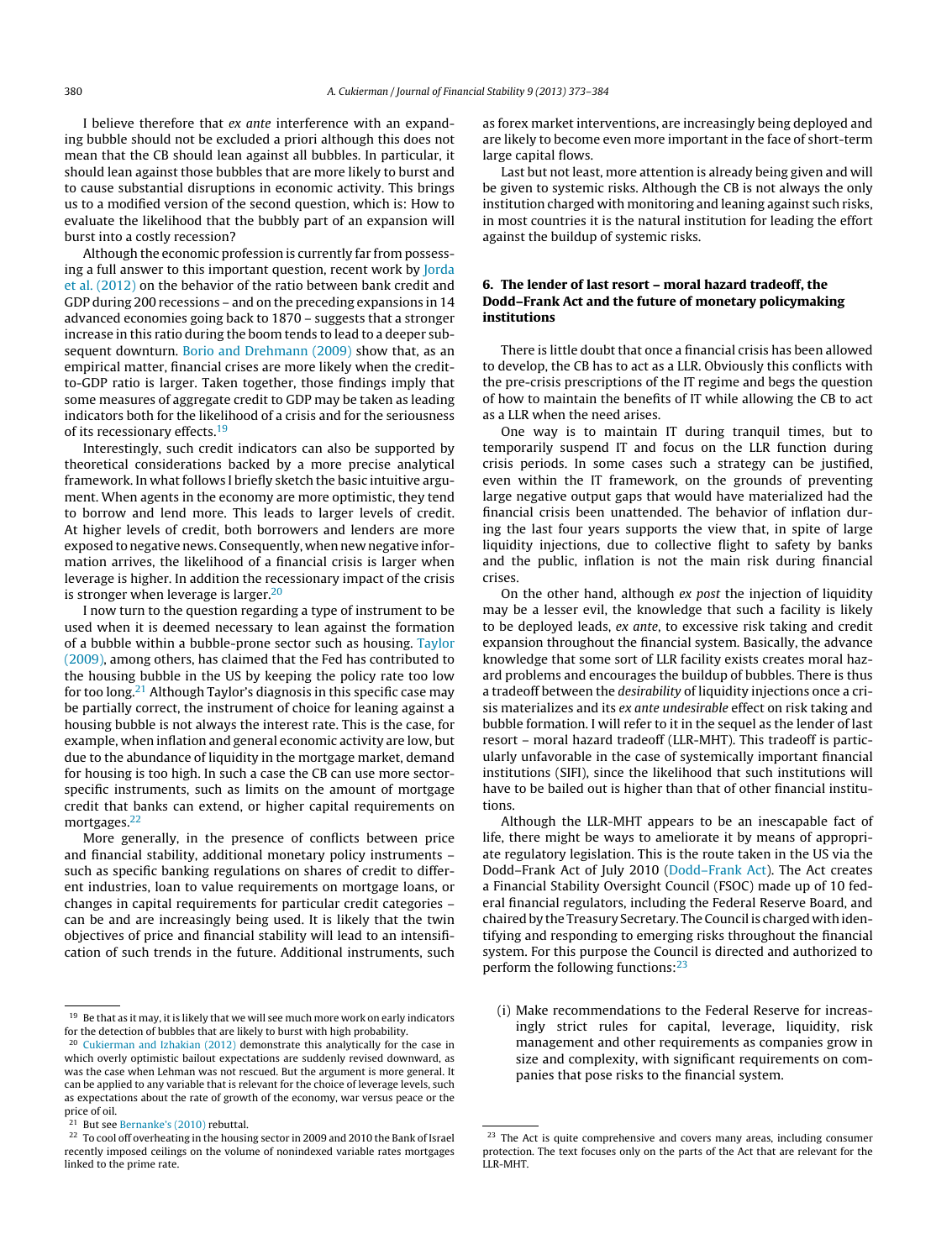I believe therefore that *ex ante* interference with an expanding bubble should not be excluded a priori although this does not mean that the CB should lean against all bubbles. In particular, it should lean against those bubbles that are more likely to burst and to cause substantial disruptions in economic activity. This brings us to a modified version of the second question, which is: How to evaluate the likelihood that the bubbly part of an expansion will burst into a costly recession?

Although the economic profession is currently far from possessing a full answer to this important question, recent work by Jorda et al. (2012) on the behavior of the ratio between bank credit and GDP during 200 recessions – and on the preceding expansions in 14 advanced economies going back to 1870 – suggests that a stronger increase in this ratio during the boom tends to lead to a deeper subsequent downturn. Borio and Drehmann (2009) show that, as an empirical matter, financial crises are more likely when the credit-to-GDP ratio is larger. Taken together, those findings imply that some measures of aggregate credit to GDP may be taken as leading indicators both for the likelihood of a crisis and for the seriousness of its recessionary effects.[19]

Interestingly, such credit indicators can also be supported by theoretical considerations backed by a more precise analytical framework. In what follows I briefly sketch the basic intuitive argument. When agents in the economy are more optimistic, they tend to borrow and lend more. This leads to larger levels of credit. At higher levels of credit, both borrowers and lenders are more exposed to negative news. Consequently, when new negative information arrives, the likelihood of a financial crisis is larger when leverage is higher. In addition the recessionary impact of the crisis is stronger when leverage is larger.[20]

I now turn to the question regarding a type of instrument to be used when it is deemed necessary to lean against the formation of a bubble within a bubble-prone sector such as housing. Taylor (2009), among others, has claimed that the Fed has contributed to the housing bubble in the US by keeping the policy rate too low for too long.[21] Although Taylor's diagnosis in this specific case may be partially correct, the instrument of choice for leaning against a housing bubble is not always the interest rate. This is the case, for example, when inflation and general economic activity are low, but due to the abundance of liquidity in the mortgage market, demand for housing is too high. In such a case the CB can use more sector-specific instruments, such as limits on the amount of mortgage credit that banks can extend, or higher capital requirements on mortgages.[22]

More generally, in the presence of conflicts between price and financial stability, additional monetary policy instruments – such as specific banking regulations on shares of credit to different industries, loan to value requirements on mortgage loans, or changes in capital requirements for particular credit categories – can be and are increasingly being used. It is likely that the twin objectives of price and financial stability will lead to an intensification of such trends in the future. Additional instruments, such as forex market interventions, are increasingly being deployed and are likely to become even more important in the face of short-term large capital flows.

Last but not least, more attention is already being given and will be given to systemic risks. Although the CB is not always the only institution charged with monitoring and leaning against such risks, in most countries it is the natural institution for leading the effort against the buildup of systemic risks.

## 6. The lender of last resort – moral hazard tradeoff, the Dodd–Frank Act and the future of monetary policymaking institutions

There is little doubt that once a financial crisis has been allowed to develop, the CB has to act as a LLR. Obviously this conflicts with the pre-crisis prescriptions of the IT regime and begs the question of how to maintain the benefits of IT while allowing the CB to act as a LLR when the need arises.

One way is to maintain IT during tranquil times, but to temporarily suspend IT and focus on the LLR function during crisis periods. In some cases such a strategy can be justified, even within the IT framework, on the grounds of preventing large negative output gaps that would have materialized had the financial crisis been unattended. The behavior of inflation during the last four years supports the view that, in spite of large liquidity injections, due to collective flight to safety by banks and the public, inflation is not the main risk during financial crises.

On the other hand, although *ex post* the injection of liquidity may be a lesser evil, the knowledge that such a facility is likely to be deployed leads, *ex ante*, to excessive risk taking and credit expansion throughout the financial system. Basically, the advance knowledge that some sort of LLR facility exists creates moral hazard problems and encourages the buildup of bubbles. There is thus a tradeoff between the *desirability* of liquidity injections once a crisis materializes and its *ex ante undesirable* effect on risk taking and bubble formation. I will refer to it in the sequel as the lender of last resort – moral hazard tradeoff (LLR-MHT). This tradeoff is particularly unfavorable in the case of systemically important financial institutions (SIFI), since the likelihood that such institutions will have to be bailed out is higher than that of other financial institutions.

Although the LLR-MHT appears to be an inescapable fact of life, there might be ways to ameliorate it by means of appropriate regulatory legislation. This is the route taken in the US via the Dodd–Frank Act of July 2010 (Dodd–Frank Act). The Act creates a Financial Stability Oversight Council (FSOC) made up of 10 federal financial regulators, including the Federal Reserve Board, and chaired by the Treasury Secretary. The Council is charged with identifying and responding to emerging risks throughout the financial system. For this purpose the Council is directed and authorized to perform the following functions:[23]

(i) Make recommendations to the Federal Reserve for increasingly strict rules for capital, leverage, liquidity, risk management and other requirements as companies grow in size and complexity, with significant requirements on companies that pose risks to the financial system.

---

[19] Be that as it may, it is likely that we will see much more work on early indicators for the detection of bubbles that are likely to burst with high probability.

[20] Cukierman and Izhakian (2012) demonstrate this analytically for the case in which overly optimistic bailout expectations are suddenly revised downward, as was the case when Lehman was not rescued. But the argument is more general. It can be applied to any variable that is relevant for the choice of leverage levels, such as expectations about the rate of growth of the economy, war versus peace or the price of oil.

[21] But see Bernanke's (2010) rebuttal.

[22] To cool off overheating in the housing sector in 2009 and 2010 the Bank of Israel recently imposed ceilings on the volume of nonindexed variable rates mortgages linked to the prime rate.

[23] The Act is quite comprehensive and covers many areas, including consumer protection. The text focuses only on the parts of the Act that are relevant for the LLR-MHT.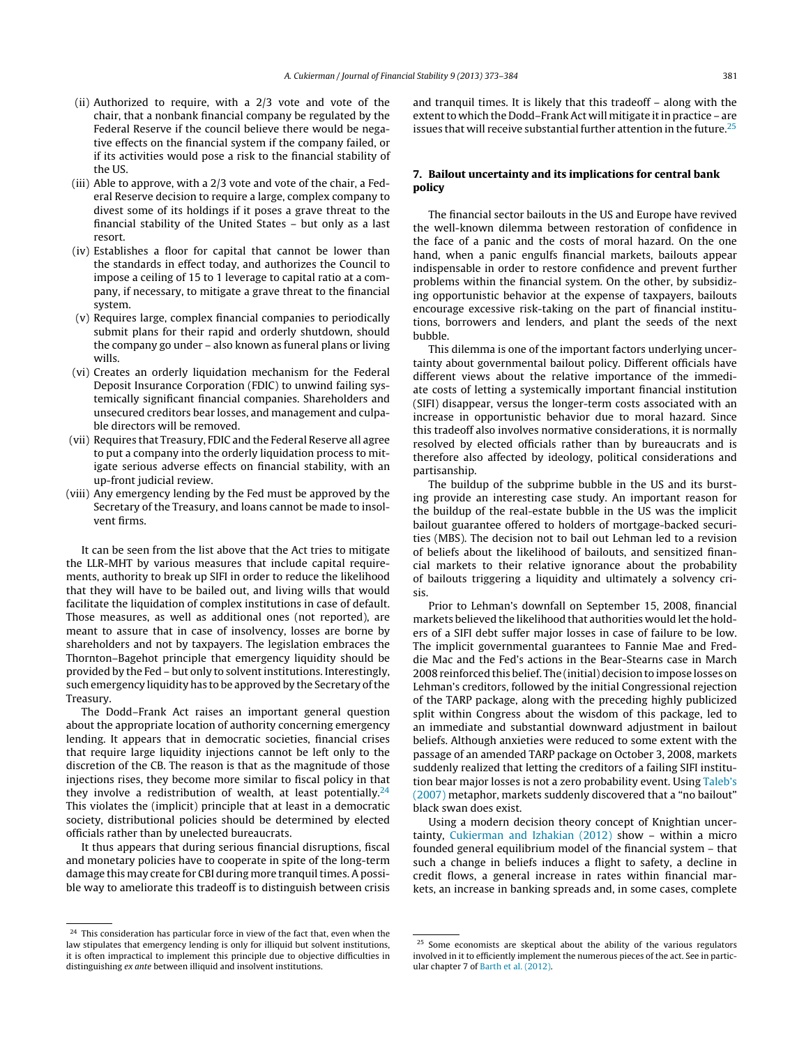(ii) Authorized to require, with a 2/3 vote and vote of the chair, that a nonbank financial company be regulated by the Federal Reserve if the council believe there would be negative effects on the financial system if the company failed, or if its activities would pose a risk to the financial stability of the US.

(iii) Able to approve, with a 2/3 vote and vote of the chair, a Federal Reserve decision to require a large, complex company to divest some of its holdings if it poses a grave threat to the financial stability of the United States – but only as a last resort.

(iv) Establishes a floor for capital that cannot be lower than the standards in effect today, and authorizes the Council to impose a ceiling of 15 to 1 leverage to capital ratio at a company, if necessary, to mitigate a grave threat to the financial system.

(v) Requires large, complex financial companies to periodically submit plans for their rapid and orderly shutdown, should the company go under – also known as funeral plans or living wills.

(vi) Creates an orderly liquidation mechanism for the Federal Deposit Insurance Corporation (FDIC) to unwind failing systemically significant financial companies. Shareholders and unsecured creditors bear losses, and management and culpable directors will be removed.

(vii) Requires that Treasury, FDIC and the Federal Reserve all agree to put a company into the orderly liquidation process to mitigate serious adverse effects on financial stability, with an up-front judicial review.

(viii) Any emergency lending by the Fed must be approved by the Secretary of the Treasury, and loans cannot be made to insolvent firms.

It can be seen from the list above that the Act tries to mitigate the LLR-MHT by various measures that include capital requirements, authority to break up SIFI in order to reduce the likelihood that they will have to be bailed out, and living wills that would facilitate the liquidation of complex institutions in case of default. Those measures, as well as additional ones (not reported), are meant to assure that in case of insolvency, losses are borne by shareholders and not by taxpayers. The legislation embraces the Thornton–Bagehot principle that emergency liquidity should be provided by the Fed – but only to solvent institutions. Interestingly, such emergency liquidity has to be approved by the Secretary of the Treasury.

The Dodd–Frank Act raises an important general question about the appropriate location of authority concerning emergency lending. It appears that in democratic societies, financial crises that require large liquidity injections cannot be left only to the discretion of the CB. The reason is that as the magnitude of those injections rises, they become more similar to fiscal policy in that they involve a redistribution of wealth, at least potentially.[24] This violates the (implicit) principle that at least in a democratic society, distributional policies should be determined by elected officials rather than by unelected bureaucrats.

It thus appears that during serious financial disruptions, fiscal and monetary policies have to cooperate in spite of the long-term damage this may create for CBI during more tranquil times. A possible way to ameliorate this tradeoff is to distinguish between crisis and tranquil times. It is likely that this tradeoff – along with the extent to which the Dodd–Frank Act will mitigate it in practice – are issues that will receive substantial further attention in the future.[25]

## 7. Bailout uncertainty and its implications for central bank policy

The financial sector bailouts in the US and Europe have revived the well-known dilemma between restoration of confidence in the face of a panic and the costs of moral hazard. On the one hand, when a panic engulfs financial markets, bailouts appear indispensable in order to restore confidence and prevent further problems within the financial system. On the other, by subsidizing opportunistic behavior at the expense of taxpayers, bailouts encourage excessive risk-taking on the part of financial institutions, borrowers and lenders, and plant the seeds of the next bubble.

This dilemma is one of the important factors underlying uncertainty about governmental bailout policy. Different officials have different views about the relative importance of the immediate costs of letting a systemically important financial institution (SIFI) disappear, versus the longer-term costs associated with an increase in opportunistic behavior due to moral hazard. Since this tradeoff also involves normative considerations, it is normally resolved by elected officials rather than by bureaucrats and is therefore also affected by ideology, political considerations and partisanship.

The buildup of the subprime bubble in the US and its bursting provide an interesting case study. An important reason for the buildup of the real-estate bubble in the US was the implicit bailout guarantee offered to holders of mortgage-backed securities (MBS). The decision not to bail out Lehman led to a revision of beliefs about the likelihood of bailouts, and sensitized financial markets to their relative ignorance about the probability of bailouts triggering a liquidity and ultimately a solvency crisis.

Prior to Lehman's downfall on September 15, 2008, financial markets believed the likelihood that authorities would let the holders of a SIFI debt suffer major losses in case of failure to be low. The implicit governmental guarantees to Fannie Mae and Freddie Mac and the Fed's actions in the Bear-Stearns case in March 2008 reinforced this belief. The (initial) decision to impose losses on Lehman's creditors, followed by the initial Congressional rejection of the TARP package, along with the preceding highly publicized split within Congress about the wisdom of this package, led to an immediate and substantial downward adjustment in bailout beliefs. Although anxieties were reduced to some extent with the passage of an amended TARP package on October 3, 2008, markets suddenly realized that letting the creditors of a failing SIFI institution bear major losses is not a zero probability event. Using Taleb's (2007) metaphor, markets suddenly discovered that a "no bailout" black swan does exist.

Using a modern decision theory concept of Knightian uncertainty, Cukierman and Izhakian (2012) show – within a micro founded general equilibrium model of the financial system – that such a change in beliefs induces a flight to safety, a decline in credit flows, a general increase in rates within financial markets, an increase in banking spreads and, in some cases, complete

---

[24] This consideration has particular force in view of the fact that, even when the law stipulates that emergency lending is only for illiquid but solvent institutions, it is often impractical to implement this principle due to objective difficulties in distinguishing *ex ante* between illiquid and insolvent institutions.

[25] Some economists are skeptical about the ability of the various regulators involved in it to efficiently implement the numerous pieces of the act. See in particular chapter 7 of Barth et al. (2012).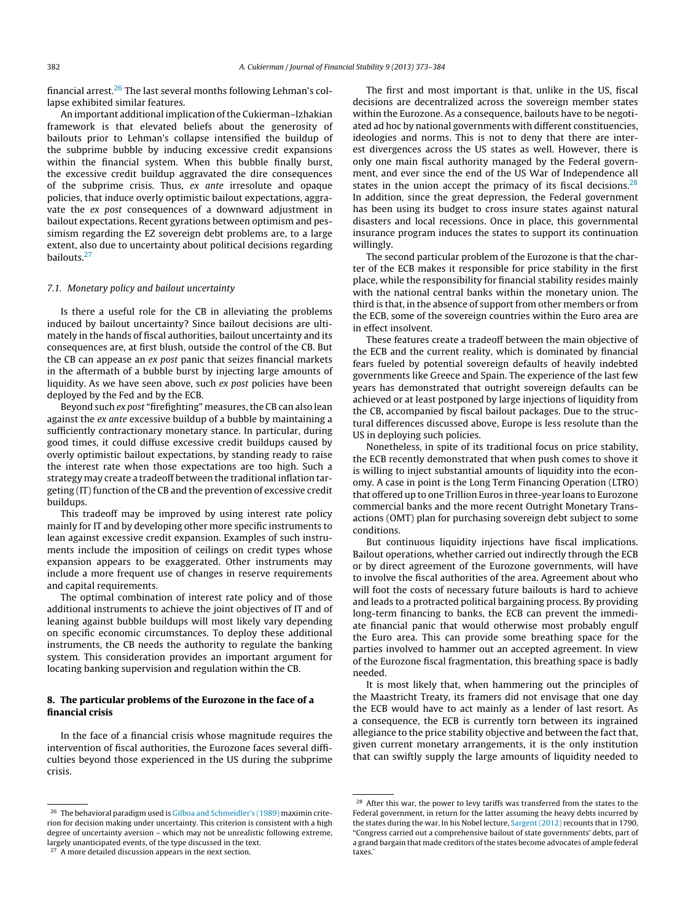financial arrest.[26] The last several months following Lehman's collapse exhibited similar features.

An important additional implication of the Cukierman–Izhakian framework is that elevated beliefs about the generosity of bailouts prior to Lehman's collapse intensified the buildup of the subprime bubble by inducing excessive credit expansions within the financial system. When this bubble finally burst, the excessive credit buildup aggravated the dire consequences of the subprime crisis. Thus, *ex ante* irresolute and opaque policies, that induce overly optimistic bailout expectations, aggravate the *ex post* consequences of a downward adjustment in bailout expectations. Recent gyrations between optimism and pessimism regarding the EZ sovereign debt problems are, to a large extent, also due to uncertainty about political decisions regarding bailouts.[27]

### 7.1. Monetary policy and bailout uncertainty

Is there a useful role for the CB in alleviating the problems induced by bailout uncertainty? Since bailout decisions are ultimately in the hands of fiscal authorities, bailout uncertainty and its consequences are, at first blush, outside the control of the CB. But the CB can appease an *ex post* panic that seizes financial markets in the aftermath of a bubble burst by injecting large amounts of liquidity. As we have seen above, such *ex post* policies have been deployed by the Fed and by the ECB.

Beyond such *ex post* "firefighting" measures, the CB can also lean against the *ex ante* excessive buildup of a bubble by maintaining a sufficiently contractionary monetary stance. In particular, during good times, it could diffuse excessive credit buildups caused by overly optimistic bailout expectations, by standing ready to raise the interest rate when those expectations are too high. Such a strategy may create a tradeoff between the traditional inflation targeting (IT) function of the CB and the prevention of excessive credit buildups.

This tradeoff may be improved by using interest rate policy mainly for IT and by developing other more specific instruments to lean against excessive credit expansion. Examples of such instruments include the imposition of ceilings on credit types whose expansion appears to be exaggerated. Other instruments may include a more frequent use of changes in reserve requirements and capital requirements.

The optimal combination of interest rate policy and of those additional instruments to achieve the joint objectives of IT and of leaning against bubble buildups will most likely vary depending on specific economic circumstances. To deploy these additional instruments, the CB needs the authority to regulate the banking system. This consideration provides an important argument for locating banking supervision and regulation within the CB.

## 8. The particular problems of the Eurozone in the face of a financial crisis

In the face of a financial crisis whose magnitude requires the intervention of fiscal authorities, the Eurozone faces several difficulties beyond those experienced in the US during the subprime crisis.

The first and most important is that, unlike in the US, fiscal decisions are decentralized across the sovereign member states within the Eurozone. As a consequence, bailouts have to be negotiated ad hoc by national governments with different constituencies, ideologies and norms. This is not to deny that there are interest divergences across the US states as well. However, there is only one main fiscal authority managed by the Federal government, and ever since the end of the US War of Independence all states in the union accept the primacy of its fiscal decisions.[28] In addition, since the great depression, the Federal government has been using its budget to cross insure states against natural disasters and local recessions. Once in place, this governmental insurance program induces the states to support its continuation willingly.

The second particular problem of the Eurozone is that the charter of the ECB makes it responsible for price stability in the first place, while the responsibility for financial stability resides mainly with the national central banks within the monetary union. The third is that, in the absence of support from other members or from the ECB, some of the sovereign countries within the Euro area are in effect insolvent.

These features create a tradeoff between the main objective of the ECB and the current reality, which is dominated by financial fears fueled by potential sovereign defaults of heavily indebted governments like Greece and Spain. The experience of the last few years has demonstrated that outright sovereign defaults can be achieved or at least postponed by large injections of liquidity from the CB, accompanied by fiscal bailout packages. Due to the structural differences discussed above, Europe is less resolute than the US in deploying such policies.

Nonetheless, in spite of its traditional focus on price stability, the ECB recently demonstrated that when push comes to shove it is willing to inject substantial amounts of liquidity into the economy. A case in point is the Long Term Financing Operation (LTRO) that offered up to one Trillion Euros in three-year loans to Eurozone commercial banks and the more recent Outright Monetary Transactions (OMT) plan for purchasing sovereign debt subject to some conditions.

But continuous liquidity injections have fiscal implications. Bailout operations, whether carried out indirectly through the ECB or by direct agreement of the Eurozone governments, will have to involve the fiscal authorities of the area. Agreement about who will foot the costs of necessary future bailouts is hard to achieve and leads to a protracted political bargaining process. By providing long-term financing to banks, the ECB can prevent the immediate financial panic that would otherwise most probably engulf the Euro area. This can provide some breathing space for the parties involved to hammer out an accepted agreement. In view of the Eurozone fiscal fragmentation, this breathing space is badly needed.

It is most likely that, when hammering out the principles of the Maastricht Treaty, its framers did not envisage that one day the ECB would have to act mainly as a lender of last resort. As a consequence, the ECB is currently torn between its ingrained allegiance to the price stability objective and between the fact that, given current monetary arrangements, it is the only institution that can swiftly supply the large amounts of liquidity needed to

---

[26] The behavioral paradigm used is Gilboa and Schmeidler's (1989) maximin criterion for decision making under uncertainty. This criterion is consistent with a high degree of uncertainty aversion – which may not be unrealistic following extreme, largely unanticipated events, of the type discussed in the text.

[27] A more detailed discussion appears in the next section.

[28] After this war, the power to levy tariffs was transferred from the states to the Federal government, in return for the latter assuming the heavy debts incurred by the states during the war. In his Nobel lecture, Sargent (2012) recounts that in 1790, "Congress carried out a comprehensive bailout of state governments' debts, part of a grand bargain that made creditors of the states become advocates of ample federal taxes."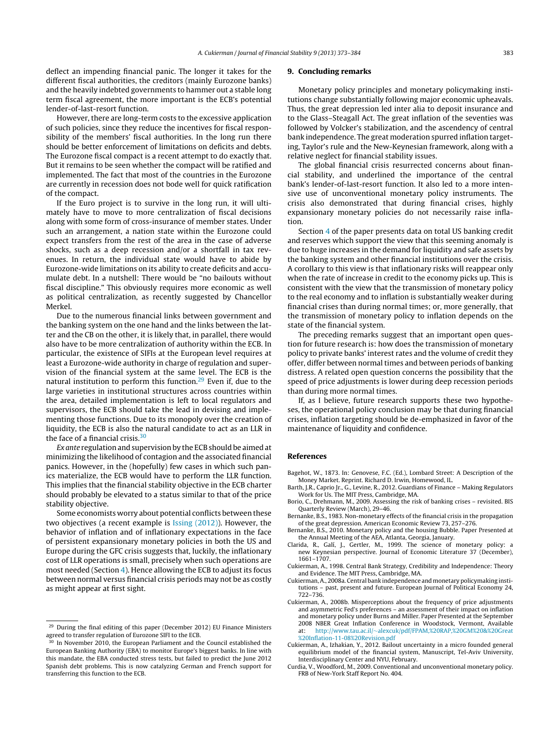deflect an impending financial panic. The longer it takes for the different fiscal authorities, the creditors (mainly Eurozone banks) and the heavily indebted governments to hammer out a stable long term fiscal agreement, the more important is the ECB's potential lender-of-last-resort function.

However, there are long-term costs to the excessive application of such policies, since they reduce the incentives for fiscal responsibility of the members' fiscal authorities. In the long run there should be better enforcement of limitations on deficits and debts. The Eurozone fiscal compact is a recent attempt to do exactly that. But it remains to be seen whether the compact will be ratified and implemented. The fact that most of the countries in the Eurozone are currently in recession does not bode well for quick ratification of the compact.

If the Euro project is to survive in the long run, it will ultimately have to move to more centralization of fiscal decisions along with some form of cross-insurance of member states. Under such an arrangement, a nation state within the Eurozone could expect transfers from the rest of the area in the case of adverse shocks, such as a deep recession and/or a shortfall in tax revenues. In return, the individual state would have to abide by Eurozone-wide limitations on its ability to create deficits and accumulate debt. In a nutshell: There would be "no bailouts without fiscal discipline." This obviously requires more economic as well as political centralization, as recently suggested by Chancellor Merkel.

Due to the numerous financial links between government and the banking system on the one hand and the links between the latter and the CB on the other, it is likely that, in parallel, there would also have to be more centralization of authority within the ECB. In particular, the existence of SIFIs at the European level requires at least a Eurozone-wide authority in charge of regulation and supervision of the financial system at the same level. The ECB is the natural institution to perform this function.[29] Even if, due to the large varieties in institutional structures across countries within the area, detailed implementation is left to local regulators and supervisors, the ECB should take the lead in devising and implementing those functions. Due to its monopoly over the creation of liquidity, the ECB is also the natural candidate to act as an LLR in the face of a financial crisis.[30]

*Ex ante* regulation and supervision by the ECB should be aimed at minimizing the likelihood of contagion and the associated financial panics. However, in the (hopefully) few cases in which such panics materialize, the ECB would have to perform the LLR function. This implies that the financial stability objective in the ECB charter should probably be elevated to a status similar to that of the price stability objective.

Some economists worry about potential conflicts between these two objectives (a recent example is Issing (2012)). However, the behavior of inflation and of inflationary expectations in the face of persistent expansionary monetary policies in both the US and Europe during the GFC crisis suggests that, luckily, the inflationary cost of LLR operations is small, precisely when such operations are most needed (Section 4). Hence allowing the ECB to adjust its focus between normal versus financial crisis periods may not be as costly as might appear at first sight.

[29] During the final editing of this paper (December 2012) EU Finance Ministers agreed to transfer regulation of Eurozone SIFI to the ECB.

[30] In November 2010, the European Parliament and the Council established the European Banking Authority (EBA) to monitor Europe's biggest banks. In line with this mandate, the EBA conducted stress tests, but failed to predict the June 2012 Spanish debt problems. This is now catalyzing German and French support for transferring this function to the ECB.

## 9. Concluding remarks

Monetary policy principles and monetary policymaking institutions change substantially following major economic upheavals. Thus, the great depression led inter alia to deposit insurance and to the Glass–Steagall Act. The great inflation of the seventies was followed by Volcker's stabilization, and the ascendency of central bank independence. The great moderation spurred inflation targeting, Taylor's rule and the New-Keynesian framework, along with a relative neglect for financial stability issues.

The global financial crisis resurrected concerns about financial stability, and underlined the importance of the central bank's lender-of-last-resort function. It also led to a more intensive use of unconventional monetary policy instruments. The crisis also demonstrated that during financial crises, highly expansionary monetary policies do not necessarily raise inflation.

Section 4 of the paper presents data on total US banking credit and reserves which support the view that this seeming anomaly is due to huge increases in the demand for liquidity and safe assets by the banking system and other financial institutions over the crisis. A corollary to this view is that inflationary risks will reappear only when the rate of increase in credit to the economy picks up. This is consistent with the view that the transmission of monetary policy to the real economy and to inflation is substantially weaker during financial crises than during normal times; or, more generally, that the transmission of monetary policy to inflation depends on the state of the financial system.

The preceding remarks suggest that an important open question for future research is: how does the transmission of monetary policy to private banks' interest rates and the volume of credit they offer, differ between normal times and between periods of banking distress. A related open question concerns the possibility that the speed of price adjustments is lower during deep recession periods than during more normal times.

If, as I believe, future research supports these two hypotheses, the operational policy conclusion may be that during financial crises, inflation targeting should be de-emphasized in favor of the maintenance of liquidity and confidence.

## References

Bagehot, W., 1873. In: Genovese, F.C. (Ed.), Lombard Street: A Description of the Money Market. Reprint. Richard D. Irwin, Homewood, IL.

Barth, J.R., Caprio Jr., G., Levine, R., 2012. Guardians of Finance – Making Regulators Work for Us. The MIT Press, Cambridge, MA.

Borio, C., Drehmann, M., 2009. Assessing the risk of banking crises – revisited. BIS Quarterly Review (March), 29–46.

Bernanke, B.S., 1983. Non-monetary effects of the financial crisis in the propagation of the great depression. American Economic Review 73, 257–276.

Bernanke, B.S., 2010. Monetary policy and the housing Bubble. Paper Presented at the Annual Meeting of the AEA, Atlanta, Georgia, January.

Clarida, R., Galí, J., Gertler, M., 1999. The science of monetary policy: a new Keynesian perspective. Journal of Economic Literature 37 (December), 1661–1707.

Cukierman, A., 1998. Central Bank Strategy, Credibility and Independence: Theory and Evidence. The MIT Press, Cambridge, MA.

Cukierman, A., 2008a. Central bank independence and monetary policymaking institutions – past, present and future. European Journal of Political Economy 24, 722–736.

Cukierman, A., 2008b. Misperceptions about the frequency of price adjustments and asymmetric Fed's preferences – an assessment of their impact on inflation and monetary policy under Burns and Miller. Paper Presented at the September 2008 NBER Great Inflation Conference in Woodstock, Vermont, Available at: http://www.tau.ac.il/~alexcuk/pdf/FPAM,%20RAP,%20GM%20&%20Great%20Inflation-11-08%20Revision.pdf

Cukierman, A., Izhakian, Y., 2012. Bailout uncertainty in a micro founded general equilibrium model of the financial system, Manuscript, Tel-Aviv University, Interdisciplinary Center and NYU, February.

Curdia, V., Woodford, M., 2009. Conventional and unconventional monetary policy. FRB of New-York Staff Report No. 404.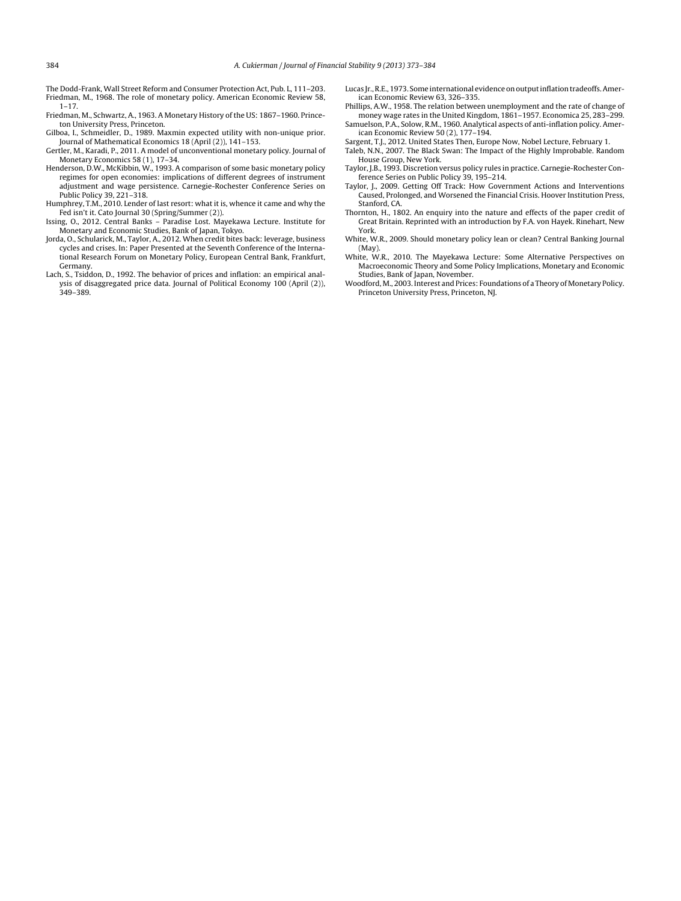The Dodd-Frank, Wall Street Reform and Consumer Protection Act, Pub. L, 111–203.

Friedman, M., 1968. The role of monetary policy. American Economic Review 58, 1–17.

Friedman, M., Schwartz, A., 1963. A Monetary History of the US: 1867–1960. Princeton University Press, Princeton.

Gilboa, I., Schmeidler, D., 1989. Maxmin expected utility with non-unique prior. Journal of Mathematical Economics 18 (April (2)), 141–153.

Gertler, M., Karadi, P., 2011. A model of unconventional monetary policy. Journal of Monetary Economics 58 (1), 17–34.

Henderson, D.W., McKibbin, W., 1993. A comparison of some basic monetary policy regimes for open economies: implications of different degrees of instrument adjustment and wage persistence. Carnegie-Rochester Conference Series on Public Policy 39, 221–318.

Humphrey, T.M., 2010. Lender of last resort: what it is, whence it came and why the Fed isn't it. Cato Journal 30 (Spring/Summer (2)).

Issing, O., 2012. Central Banks – Paradise Lost. Mayekawa Lecture. Institute for Monetary and Economic Studies, Bank of Japan, Tokyo.

Jorda, O., Schularick, M., Taylor, A., 2012. When credit bites back: leverage, business cycles and crises. In: Paper Presented at the Seventh Conference of the International Research Forum on Monetary Policy, European Central Bank, Frankfurt, Germany.

Lach, S., Tsiddon, D., 1992. The behavior of prices and inflation: an empirical analysis of disaggregated price data. Journal of Political Economy 100 (April (2)), 349–389.

Lucas Jr., R.E., 1973. Some international evidence on output inflation tradeoffs. American Economic Review 63, 326–335.

Phillips, A.W., 1958. The relation between unemployment and the rate of change of money wage rates in the United Kingdom, 1861–1957. Economica 25, 283–299.

Samuelson, P.A., Solow, R.M., 1960. Analytical aspects of anti-inflation policy. American Economic Review 50 (2), 177–194.

Sargent, T.J., 2012. United States Then, Europe Now, Nobel Lecture, February 1.

Taleb, N.N., 2007. The Black Swan: The Impact of the Highly Improbable. Random House Group, New York.

Taylor, J.B., 1993. Discretion versus policy rules in practice. Carnegie-Rochester Conference Series on Public Policy 39, 195–214.

Taylor, J., 2009. Getting Off Track: How Government Actions and Interventions Caused, Prolonged, and Worsened the Financial Crisis. Hoover Institution Press, Stanford, CA.

Thornton, H., 1802. An enquiry into the nature and effects of the paper credit of Great Britain. Reprinted with an introduction by F.A. von Hayek. Rinehart, New York.

White, W.R., 2009. Should monetary policy lean or clean? Central Banking Journal (May).

White, W.R., 2010. The Mayekawa Lecture: Some Alternative Perspectives on Macroeconomic Theory and Some Policy Implications, Monetary and Economic Studies, Bank of Japan, November.

Woodford, M., 2003. Interest and Prices: Foundations of a Theory of Monetary Policy. Princeton University Press, Princeton, NJ.